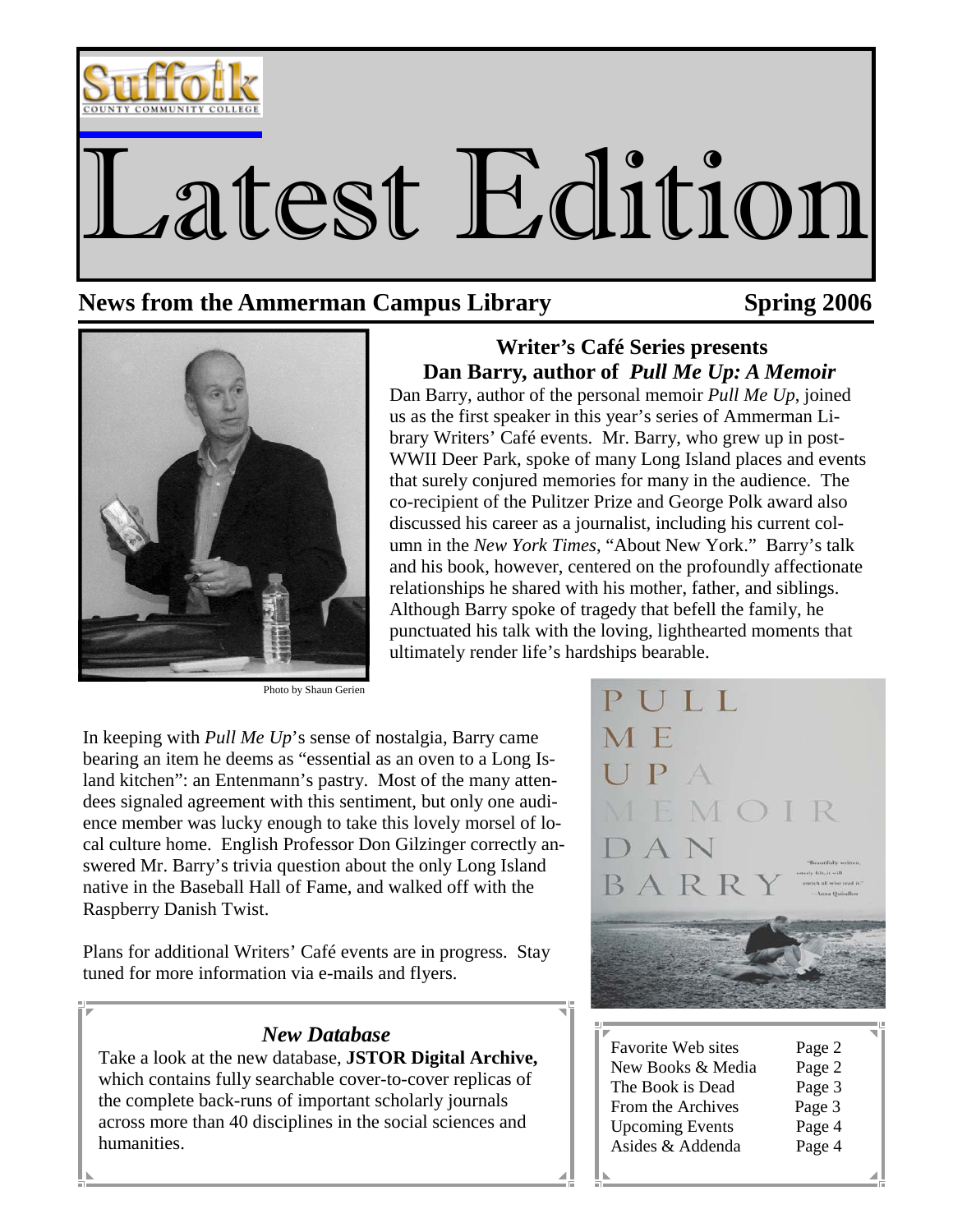Suffolk County Community College

# Latest Edition

**News from the Ammerman Campus Library** **Spring 2006**

Photo by Shaun Gerien

## Writer's Café Series presents Dan Barry, author of *Pull Me Up: A Memoir*

Dan Barry, author of the personal memoir *Pull Me Up*, joined us as the first speaker in this year's series of Ammerman Library Writers' Café events. Mr. Barry, who grew up in post-WWII Deer Park, spoke of many Long Island places and events that surely conjured memories for many in the audience. The co-recipient of the Pulitzer Prize and George Polk award also discussed his career as a journalist, including his current column in the *New York Times*, "About New York." Barry's talk and his book, however, centered on the profoundly affectionate relationships he shared with his mother, father, and siblings. Although Barry spoke of tragedy that befell the family, he punctuated his talk with the loving, lighthearted moments that ultimately render life's hardships bearable.

In keeping with *Pull Me Up*'s sense of nostalgia, Barry came bearing an item he deems as "essential as an oven to a Long Island kitchen": an Entenmann's pastry. Most of the many attendees signaled agreement with this sentiment, but only one audience member was lucky enough to take this lovely morsel of local culture home. English Professor Don Gilzinger correctly answered Mr. Barry's trivia question about the only Long Island native in the Baseball Hall of Fame, and walked off with the Raspberry Danish Twist.

Plans for additional Writers' Café events are in progress. Stay tuned for more information via e-mails and flyers.

## *New Database*

Take a look at the new database, **JSTOR Digital Archive,** which contains fully searchable cover-to-cover replicas of the complete back-runs of important scholarly journals across more than 40 disciplines in the social sciences and humanities.

| | |
|---|---|
| Favorite Web sites | Page 2 |
| New Books & Media | Page 2 |
| The Book is Dead | Page 3 |
| From the Archives | Page 3 |
| Upcoming Events | Page 4 |
| Asides & Addenda | Page 4 |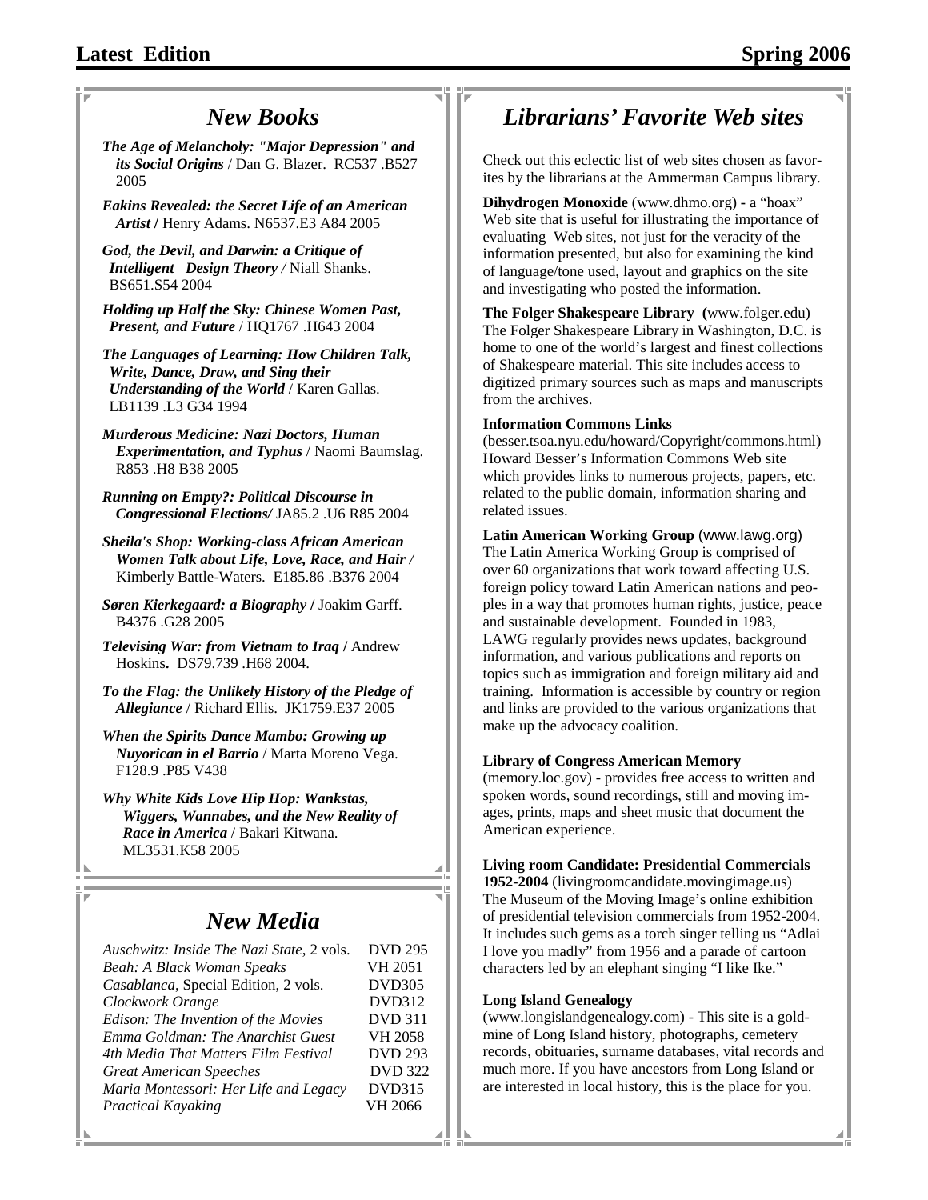## New Books

***The Age of Melancholy: "Major Depression" and its Social Origins*** / Dan G. Blazer. RC537 .B527 2005

***Eakins Revealed: the Secret Life of an American Artist*** / Henry Adams. N6537.E3 A84 2005

***God, the Devil, and Darwin: a Critique of Intelligent Design Theory*** / Niall Shanks. BS651.S54 2004

***Holding up Half the Sky: Chinese Women Past, Present, and Future*** / HQ1767 .H643 2004

***The Languages of Learning: How Children Talk, Write, Dance, Draw, and Sing their Understanding of the World*** / Karen Gallas. LB1139 .L3 G34 1994

***Murderous Medicine: Nazi Doctors, Human Experimentation, and Typhus*** / Naomi Baumslag. R853 .H8 B38 2005

***Running on Empty?: Political Discourse in Congressional Elections/*** JA85.2 .U6 R85 2004

***Sheila's Shop: Working-class African American Women Talk about Life, Love, Race, and Hair*** / Kimberly Battle-Waters. E185.86 .B376 2004

***Søren Kierkegaard: a Biography*** / Joakim Garff. B4376 .G28 2005

***Televising War: from Vietnam to Iraq*** / Andrew Hoskins. DS79.739 .H68 2004.

***To the Flag: the Unlikely History of the Pledge of Allegiance*** / Richard Ellis. JK1759.E37 2005

***When the Spirits Dance Mambo: Growing up Nuyorican in el Barrio*** / Marta Moreno Vega. F128.9 .P85 V438

***Why White Kids Love Hip Hop: Wankstas, Wiggers, Wannabes, and the New Reality of Race in America*** / Bakari Kitwana. ML3531.K58 2005

## New Media

| Title | Call Number |
|---|---|
| *Auschwitz: Inside The Nazi State*, 2 vols. | DVD 295 |
| *Beah: A Black Woman Speaks* | VH 2051 |
| *Casablanca*, Special Edition, 2 vols. | DVD305 |
| *Clockwork Orange* | DVD312 |
| *Edison: The Invention of the Movies* | DVD 311 |
| *Emma Goldman: The Anarchist Guest* | VH 2058 |
| *4th Media That Matters Film Festival* | DVD 293 |
| *Great American Speeches* | DVD 322 |
| *Maria Montessori: Her Life and Legacy* | DVD315 |
| *Practical Kayaking* | VH 2066 |

## Librarians' Favorite Web sites

Check out this eclectic list of web sites chosen as favorites by the librarians at the Ammerman Campus library.

**Dihydrogen Monoxide** (www.dhmo.org) - a "hoax" Web site that is useful for illustrating the importance of evaluating Web sites, not just for the veracity of the information presented, but also for examining the kind of language/tone used, layout and graphics on the site and investigating who posted the information.

**The Folger Shakespeare Library (**www.folger.edu) The Folger Shakespeare Library in Washington, D.C. is home to one of the world's largest and finest collections of Shakespeare material. This site includes access to digitized primary sources such as maps and manuscripts from the archives.

**Information Commons Links**
(besser.tsoa.nyu.edu/howard/Copyright/commons.html) Howard Besser's Information Commons Web site which provides links to numerous projects, papers, etc. related to the public domain, information sharing and related issues.

**Latin American Working Group** (www.lawg.org) The Latin America Working Group is comprised of over 60 organizations that work toward affecting U.S. foreign policy toward Latin American nations and peoples in a way that promotes human rights, justice, peace and sustainable development. Founded in 1983, LAWG regularly provides news updates, background information, and various publications and reports on topics such as immigration and foreign military aid and training. Information is accessible by country or region and links are provided to the various organizations that make up the advocacy coalition.

**Library of Congress American Memory**
(memory.loc.gov) - provides free access to written and spoken words, sound recordings, still and moving images, prints, maps and sheet music that document the American experience.

**Living room Candidate: Presidential Commercials 1952-2004** (livingroomcandidate.movingimage.us) The Museum of the Moving Image's online exhibition of presidential television commercials from 1952-2004. It includes such gems as a torch singer telling us "Adlai I love you madly" from 1956 and a parade of cartoon characters led by an elephant singing "I like Ike."

**Long Island Genealogy**
(www.longislandgenealogy.com) - This site is a goldmine of Long Island history, photographs, cemetery records, obituaries, surname databases, vital records and much more. If you have ancestors from Long Island or are interested in local history, this is the place for you.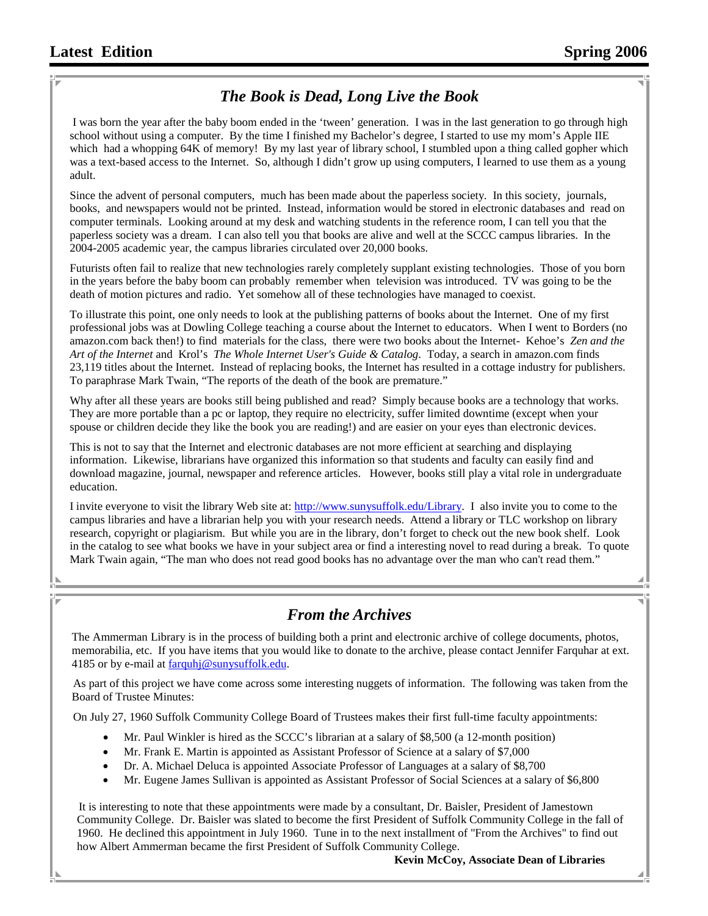## *The Book is Dead, Long Live the Book*

I was born the year after the baby boom ended in the 'tween' generation. I was in the last generation to go through high school without using a computer. By the time I finished my Bachelor's degree, I started to use my mom's Apple IIE which had a whopping 64K of memory! By my last year of library school, I stumbled upon a thing called gopher which was a text-based access to the Internet. So, although I didn't grow up using computers, I learned to use them as a young adult.

Since the advent of personal computers, much has been made about the paperless society. In this society, journals, books, and newspapers would not be printed. Instead, information would be stored in electronic databases and read on computer terminals. Looking around at my desk and watching students in the reference room, I can tell you that the paperless society was a dream. I can also tell you that books are alive and well at the SCCC campus libraries. In the 2004-2005 academic year, the campus libraries circulated over 20,000 books.

Futurists often fail to realize that new technologies rarely completely supplant existing technologies. Those of you born in the years before the baby boom can probably remember when television was introduced. TV was going to be the death of motion pictures and radio. Yet somehow all of these technologies have managed to coexist.

To illustrate this point, one only needs to look at the publishing patterns of books about the Internet. One of my first professional jobs was at Dowling College teaching a course about the Internet to educators. When I went to Borders (no amazon.com back then!) to find materials for the class, there were two books about the Internet- Kehoe's *Zen and the Art of the Internet* and Krol's *The Whole Internet User's Guide & Catalog*. Today, a search in amazon.com finds 23,119 titles about the Internet. Instead of replacing books, the Internet has resulted in a cottage industry for publishers. To paraphrase Mark Twain, "The reports of the death of the book are premature."

Why after all these years are books still being published and read? Simply because books are a technology that works. They are more portable than a pc or laptop, they require no electricity, suffer limited downtime (except when your spouse or children decide they like the book you are reading!) and are easier on your eyes than electronic devices.

This is not to say that the Internet and electronic databases are not more efficient at searching and displaying information. Likewise, librarians have organized this information so that students and faculty can easily find and download magazine, journal, newspaper and reference articles. However, books still play a vital role in undergraduate education.

I invite everyone to visit the library Web site at: http://www.sunysuffolk.edu/Library. I also invite you to come to the campus libraries and have a librarian help you with your research needs. Attend a library or TLC workshop on library research, copyright or plagiarism. But while you are in the library, don't forget to check out the new book shelf. Look in the catalog to see what books we have in your subject area or find a interesting novel to read during a break. To quote Mark Twain again, "The man who does not read good books has no advantage over the man who can't read them."

## *From the Archives*

The Ammerman Library is in the process of building both a print and electronic archive of college documents, photos, memorabilia, etc. If you have items that you would like to donate to the archive, please contact Jennifer Farquhar at ext. 4185 or by e-mail at farquhj@sunysuffolk.edu.

As part of this project we have come across some interesting nuggets of information. The following was taken from the Board of Trustee Minutes:

On July 27, 1960 Suffolk Community College Board of Trustees makes their first full-time faculty appointments:

- Mr. Paul Winkler is hired as the SCCC's librarian at a salary of $8,500 (a 12-month position)
- Mr. Frank E. Martin is appointed as Assistant Professor of Science at a salary of $7,000
- Dr. A. Michael Deluca is appointed Associate Professor of Languages at a salary of $8,700
- Mr. Eugene James Sullivan is appointed as Assistant Professor of Social Sciences at a salary of $6,800

It is interesting to note that these appointments were made by a consultant, Dr. Baisler, President of Jamestown Community College. Dr. Baisler was slated to become the first President of Suffolk Community College in the fall of 1960. He declined this appointment in July 1960. Tune in to the next installment of "From the Archives" to find out how Albert Ammerman became the first President of Suffolk Community College.

**Kevin McCoy, Associate Dean of Libraries**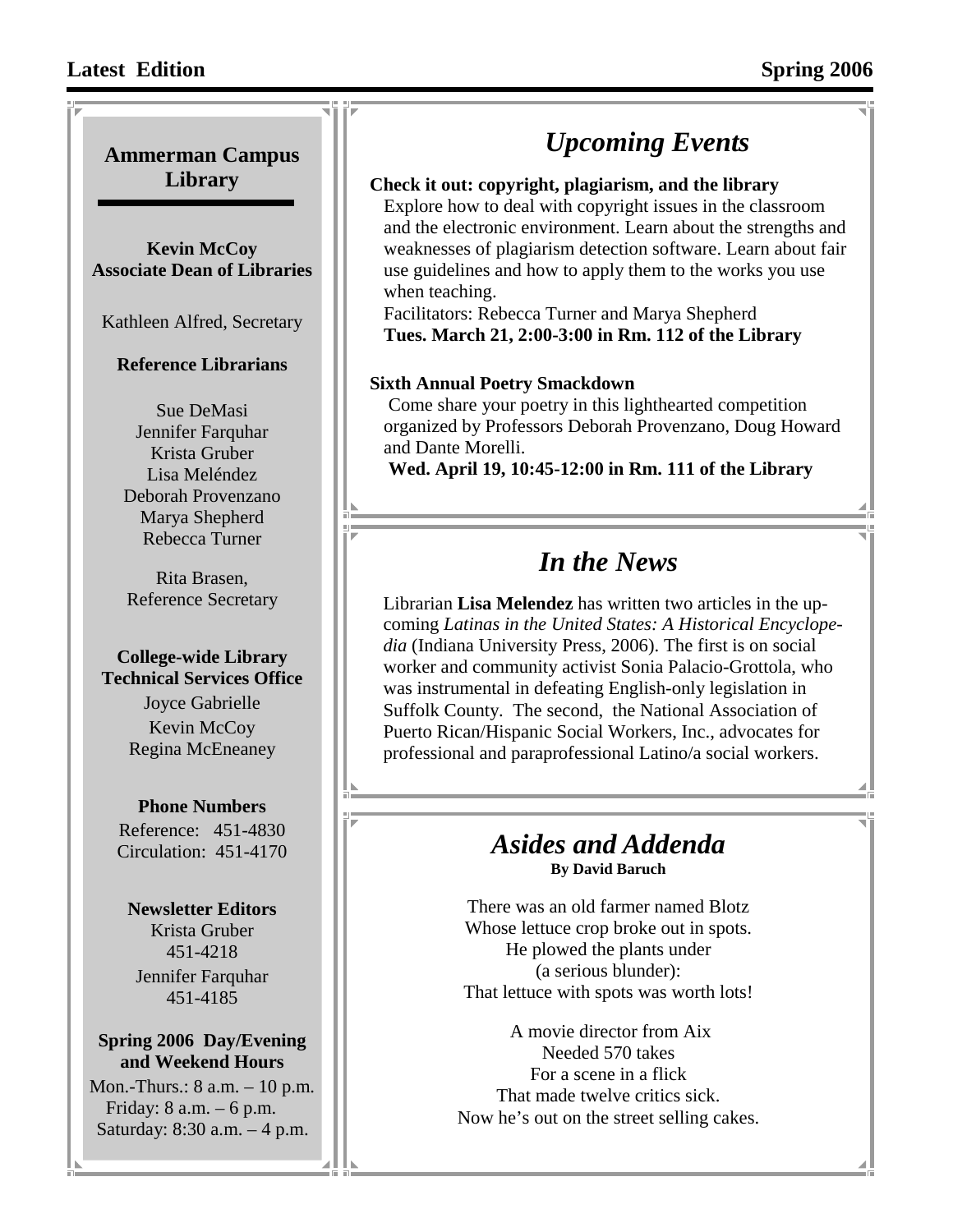## Ammerman Campus Library

**Kevin McCoy**
**Associate Dean of Libraries**

Kathleen Alfred, Secretary

**Reference Librarians**

Sue DeMasi
Jennifer Farquhar
Krista Gruber
Lisa Meléndez
Deborah Provenzano
Marya Shepherd
Rebecca Turner

Rita Brasen,
Reference Secretary

**College-wide Library Technical Services Office**

Joyce Gabrielle
Kevin McCoy
Regina McEneaney

**Phone Numbers**

Reference: 451-4830
Circulation: 451-4170

**Newsletter Editors**

Krista Gruber
451-4218
Jennifer Farquhar
451-4185

**Spring 2006 Day/Evening and Weekend Hours**

Mon.-Thurs.: 8 a.m. – 10 p.m.
Friday: 8 a.m. – 6 p.m.
Saturday: 8:30 a.m. – 4 p.m.

## *Upcoming Events*

**Check it out: copyright, plagiarism, and the library**

Explore how to deal with copyright issues in the classroom and the electronic environment. Learn about the strengths and weaknesses of plagiarism detection software. Learn about fair use guidelines and how to apply them to the works you use when teaching.

Facilitators: Rebecca Turner and Marya Shepherd

**Tues. March 21, 2:00-3:00 in Rm. 112 of the Library**

**Sixth Annual Poetry Smackdown**

Come share your poetry in this lighthearted competition organized by Professors Deborah Provenzano, Doug Howard and Dante Morelli.

**Wed. April 19, 10:45-12:00 in Rm. 111 of the Library**

## *In the News*

Librarian **Lisa Melendez** has written two articles in the upcoming *Latinas in the United States: A Historical Encyclopedia* (Indiana University Press, 2006). The first is on social worker and community activist Sonia Palacio-Grottola, who was instrumental in defeating English-only legislation in Suffolk County. The second, the National Association of Puerto Rican/Hispanic Social Workers, Inc., advocates for professional and paraprofessional Latino/a social workers.

## *Asides and Addenda*

**By David Baruch**

There was an old farmer named Blotz
Whose lettuce crop broke out in spots.
He plowed the plants under
(a serious blunder):
That lettuce with spots was worth lots!

A movie director from Aix
Needed 570 takes
For a scene in a flick
That made twelve critics sick.
Now he's out on the street selling cakes.